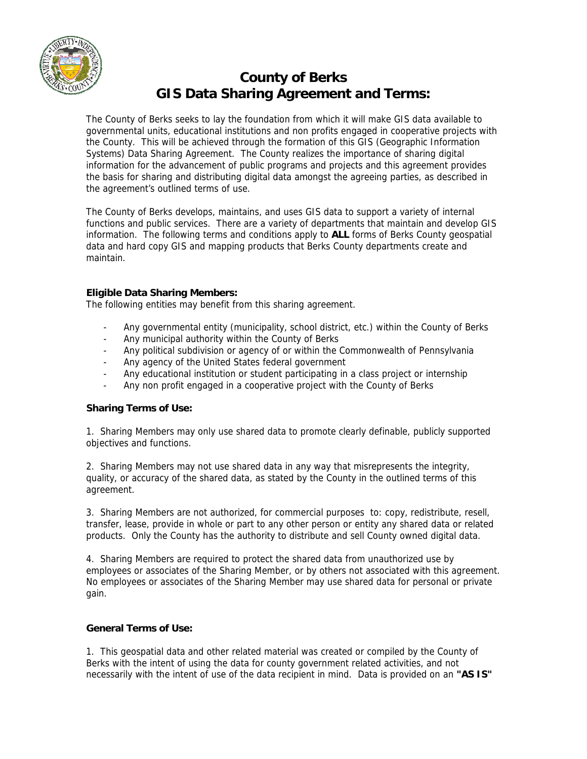# County of Berks
# GIS Data Sharing Agreement and Terms:

The County of Berks seeks to lay the foundation from which it will make GIS data available to governmental units, educational institutions and non profits engaged in cooperative projects with the County. This will be achieved through the formation of this GIS (Geographic Information Systems) Data Sharing Agreement. The County realizes the importance of sharing digital information for the advancement of public programs and projects and this agreement provides the basis for sharing and distributing digital data amongst the agreeing parties, as described in the agreement's outlined terms of use.

The County of Berks develops, maintains, and uses GIS data to support a variety of internal functions and public services. There are a variety of departments that maintain and develop GIS information. The following terms and conditions apply to **ALL** forms of Berks County geospatial data and hard copy GIS and mapping products that Berks County departments create and maintain.

**Eligible Data Sharing Members:**
The following entities may benefit from this sharing agreement.

- Any governmental entity (municipality, school district, etc.) within the County of Berks
- Any municipal authority within the County of Berks
- Any political subdivision or agency of or within the Commonwealth of Pennsylvania
- Any agency of the United States federal government
- Any educational institution or student participating in a class project or internship
- Any non profit engaged in a cooperative project with the County of Berks

**Sharing Terms of Use:**

1. Sharing Members may only use shared data to promote clearly definable, publicly supported objectives and functions.

2. Sharing Members may not use shared data in any way that misrepresents the integrity, quality, or accuracy of the shared data, as stated by the County in the outlined terms of this agreement.

3. Sharing Members are not authorized, for commercial purposes to: copy, redistribute, resell, transfer, lease, provide in whole or part to any other person or entity any shared data or related products. Only the County has the authority to distribute and sell County owned digital data.

4. Sharing Members are required to protect the shared data from unauthorized use by employees or associates of the Sharing Member, or by others not associated with this agreement. No employees or associates of the Sharing Member may use shared data for personal or private gain.

**General Terms of Use:**

1. This geospatial data and other related material was created or compiled by the County of Berks with the intent of using the data for county government related activities, and not necessarily with the intent of use of the data recipient in mind. Data is provided on an **"AS IS"**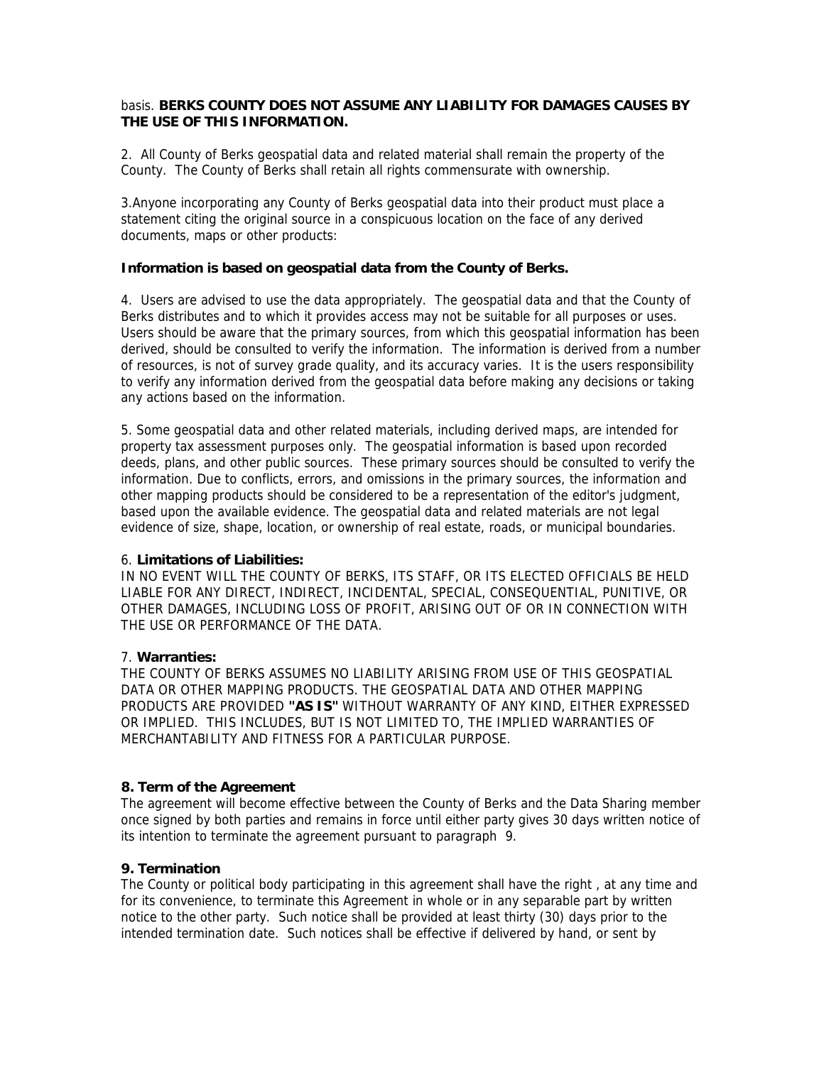basis. **BERKS COUNTY DOES NOT ASSUME ANY LIABILITY FOR DAMAGES CAUSES BY THE USE OF THIS INFORMATION.**

2. All County of Berks geospatial data and related material shall remain the property of the County. The County of Berks shall retain all rights commensurate with ownership.

3.Anyone incorporating any County of Berks geospatial data into their product must place a statement citing the original source in a conspicuous location on the face of any derived documents, maps or other products:

**Information is based on geospatial data from the County of Berks.**

4. Users are advised to use the data appropriately. The geospatial data and that the County of Berks distributes and to which it provides access may not be suitable for all purposes or uses. Users should be aware that the primary sources, from which this geospatial information has been derived, should be consulted to verify the information. The information is derived from a number of resources, is not of survey grade quality, and its accuracy varies. It is the users responsibility to verify any information derived from the geospatial data before making any decisions or taking any actions based on the information.

5. Some geospatial data and other related materials, including derived maps, are intended for property tax assessment purposes only. The geospatial information is based upon recorded deeds, plans, and other public sources. These primary sources should be consulted to verify the information. Due to conflicts, errors, and omissions in the primary sources, the information and other mapping products should be considered to be a representation of the editor's judgment, based upon the available evidence. The geospatial data and related materials are not legal evidence of size, shape, location, or ownership of real estate, roads, or municipal boundaries.

6. **Limitations of Liabilities:**
IN NO EVENT WILL THE COUNTY OF BERKS, ITS STAFF, OR ITS ELECTED OFFICIALS BE HELD LIABLE FOR ANY DIRECT, INDIRECT, INCIDENTAL, SPECIAL, CONSEQUENTIAL, PUNITIVE, OR OTHER DAMAGES, INCLUDING LOSS OF PROFIT, ARISING OUT OF OR IN CONNECTION WITH THE USE OR PERFORMANCE OF THE DATA.

7. **Warranties:**
THE COUNTY OF BERKS ASSUMES NO LIABILITY ARISING FROM USE OF THIS GEOSPATIAL DATA OR OTHER MAPPING PRODUCTS. THE GEOSPATIAL DATA AND OTHER MAPPING PRODUCTS ARE PROVIDED **"AS IS"** WITHOUT WARRANTY OF ANY KIND, EITHER EXPRESSED OR IMPLIED. THIS INCLUDES, BUT IS NOT LIMITED TO, THE IMPLIED WARRANTIES OF MERCHANTABILITY AND FITNESS FOR A PARTICULAR PURPOSE.

**8. Term of the Agreement**
The agreement will become effective between the County of Berks and the Data Sharing member once signed by both parties and remains in force until either party gives 30 days written notice of its intention to terminate the agreement pursuant to paragraph 9.

**9. Termination**
The County or political body participating in this agreement shall have the right , at any time and for its convenience, to terminate this Agreement in whole or in any separable part by written notice to the other party. Such notice shall be provided at least thirty (30) days prior to the intended termination date. Such notices shall be effective if delivered by hand, or sent by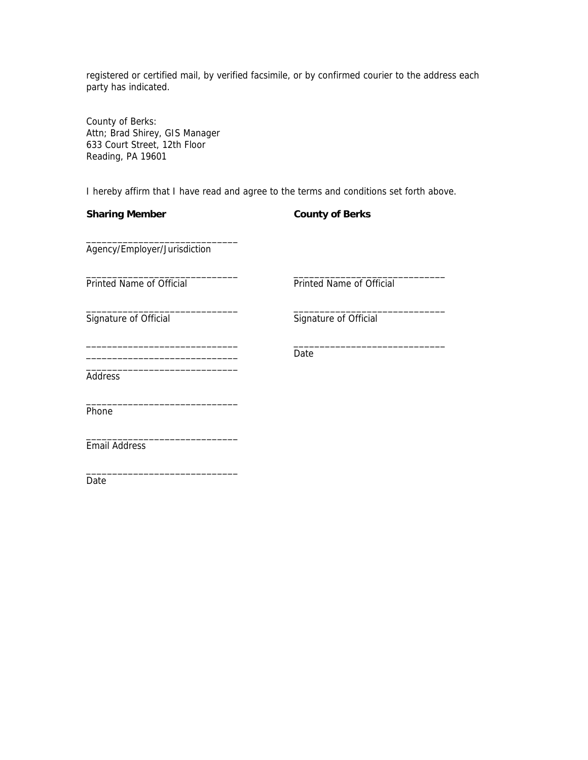registered or certified mail, by verified facsimile, or by confirmed courier to the address each party has indicated.

County of Berks:
Attn; Brad Shirey, GIS Manager
633 Court Street, 12th Floor
Reading, PA 19601

I hereby affirm that I have read and agree to the terms and conditions set forth above.

**Sharing Member**

_____________________________
Agency/Employer/Jurisdiction

_____________________________
Printed Name of Official

_____________________________
Signature of Official

_____________________________
_____________________________
_____________________________
Address

_____________________________
Phone

_____________________________
Email Address

_____________________________
Date

**County of Berks**

_____________________________
Printed Name of Official

_____________________________
Signature of Official

_____________________________
Date